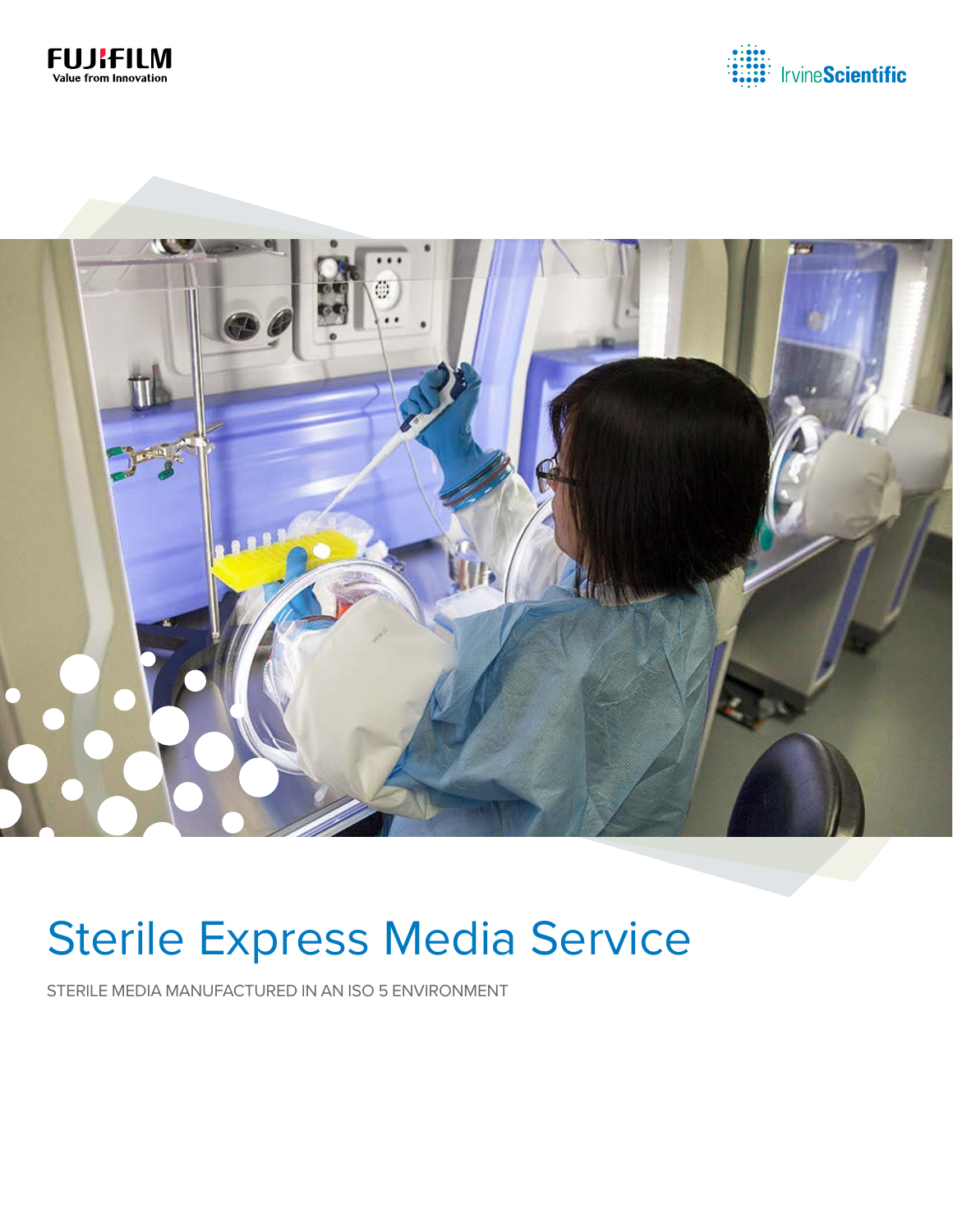FUJIFILM
Value from Innovation

IrvineScientific

# Sterile Express Media Service

STERILE MEDIA MANUFACTURED IN AN ISO 5 ENVIRONMENT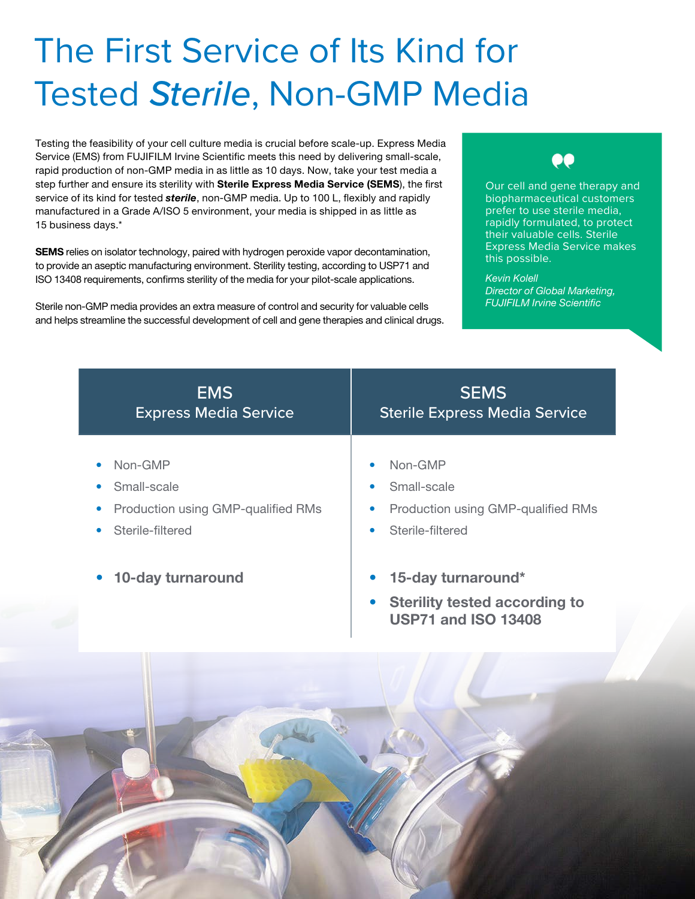# The First Service of Its Kind for Tested *Sterile*, Non-GMP Media

Testing the feasibility of your cell culture media is crucial before scale-up. Express Media Service (EMS) from FUJIFILM Irvine Scientific meets this need by delivering small-scale, rapid production of non-GMP media in as little as 10 days. Now, take your test media a step further and ensure its sterility with **Sterile Express Media Service (SEMS)**, the first service of its kind for tested ***sterile***, non-GMP media. Up to 100 L, flexibly and rapidly manufactured in a Grade A/ISO 5 environment, your media is shipped in as little as 15 business days.*

**SEMS** relies on isolator technology, paired with hydrogen peroxide vapor decontamination, to provide an aseptic manufacturing environment. Sterility testing, according to USP71 and ISO 13408 requirements, confirms sterility of the media for your pilot-scale applications.

Sterile non-GMP media provides an extra measure of control and security for valuable cells and helps streamline the successful development of cell and gene therapies and clinical drugs.

> Our cell and gene therapy and biopharmaceutical customers prefer to use sterile media, rapidly formulated, to protect their valuable cells. Sterile Express Media Service makes this possible.
>
> *Kevin Kolell*
> *Director of Global Marketing, FUJIFILM Irvine Scientific*

| EMS<br>Express Media Service | SEMS<br>Sterile Express Media Service |
|---|---|
| • Non-GMP<br>• Small-scale<br>• Production using GMP-qualified RMs<br>• Sterile-filtered<br>• **10-day turnaround** | • Non-GMP<br>• Small-scale<br>• Production using GMP-qualified RMs<br>• Sterile-filtered<br>• **15-day turnaround***<br>• **Sterility tested according to USP71 and ISO 13408** |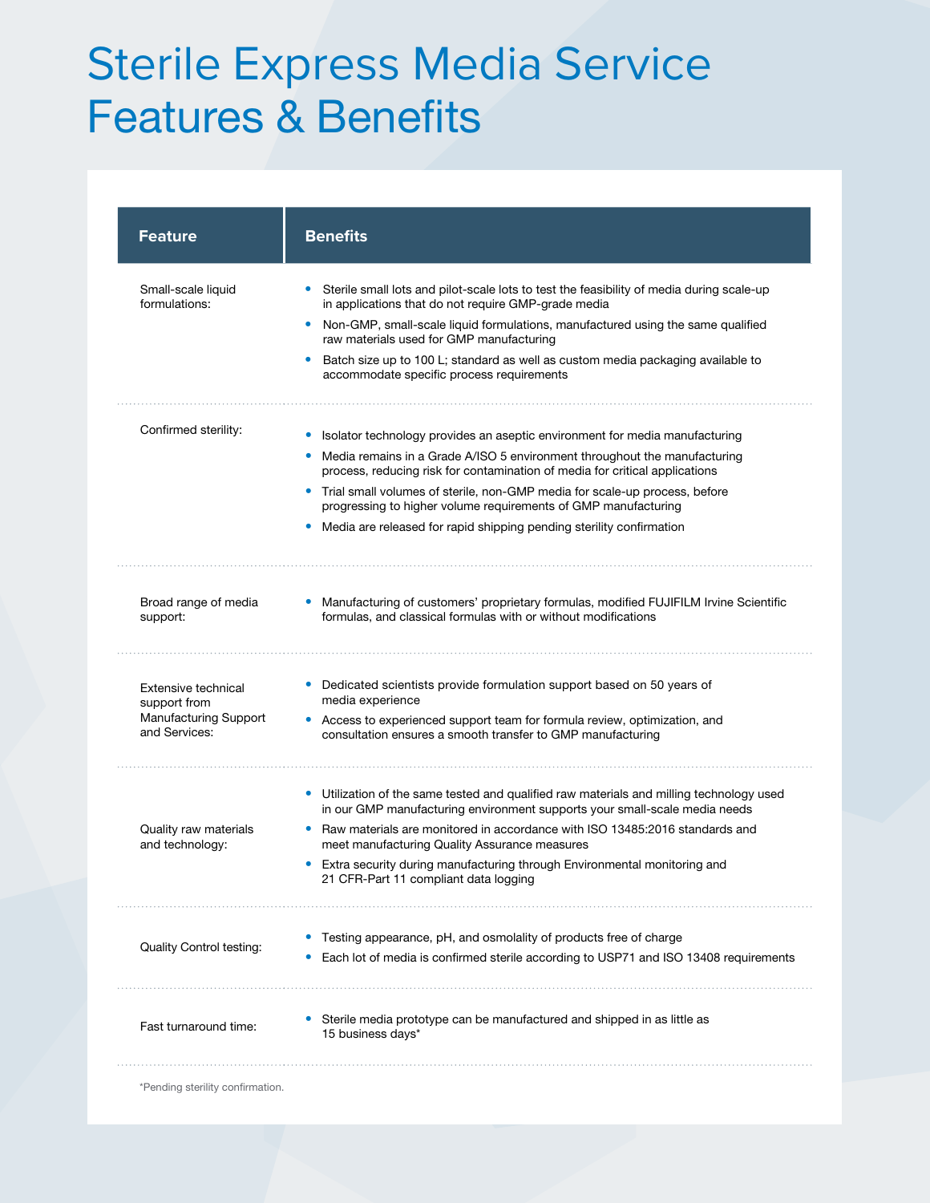# Sterile Express Media Service Features & Benefits

| Feature | Benefits |
| --- | --- |
| Small-scale liquid formulations: | • Sterile small lots and pilot-scale lots to test the feasibility of media during scale-up in applications that do not require GMP-grade media<br>• Non-GMP, small-scale liquid formulations, manufactured using the same qualified raw materials used for GMP manufacturing<br>• Batch size up to 100 L; standard as well as custom media packaging available to accommodate specific process requirements |
| Confirmed sterility: | • Isolator technology provides an aseptic environment for media manufacturing<br>• Media remains in a Grade A/ISO 5 environment throughout the manufacturing process, reducing risk for contamination of media for critical applications<br>• Trial small volumes of sterile, non-GMP media for scale-up process, before progressing to higher volume requirements of GMP manufacturing<br>• Media are released for rapid shipping pending sterility confirmation |
| Broad range of media support: | • Manufacturing of customers' proprietary formulas, modified FUJIFILM Irvine Scientific formulas, and classical formulas with or without modifications |
| Extensive technical support from Manufacturing Support and Services: | • Dedicated scientists provide formulation support based on 50 years of media experience<br>• Access to experienced support team for formula review, optimization, and consultation ensures a smooth transfer to GMP manufacturing |
| Quality raw materials and technology: | • Utilization of the same tested and qualified raw materials and milling technology used in our GMP manufacturing environment supports your small-scale media needs<br>• Raw materials are monitored in accordance with ISO 13485:2016 standards and meet manufacturing Quality Assurance measures<br>• Extra security during manufacturing through Environmental monitoring and 21 CFR-Part 11 compliant data logging |
| Quality Control testing: | • Testing appearance, pH, and osmolality of products free of charge<br>• Each lot of media is confirmed sterile according to USP71 and ISO 13408 requirements |
| Fast turnaround time: | • Sterile media prototype can be manufactured and shipped in as little as 15 business days* |

*Pending sterility confirmation.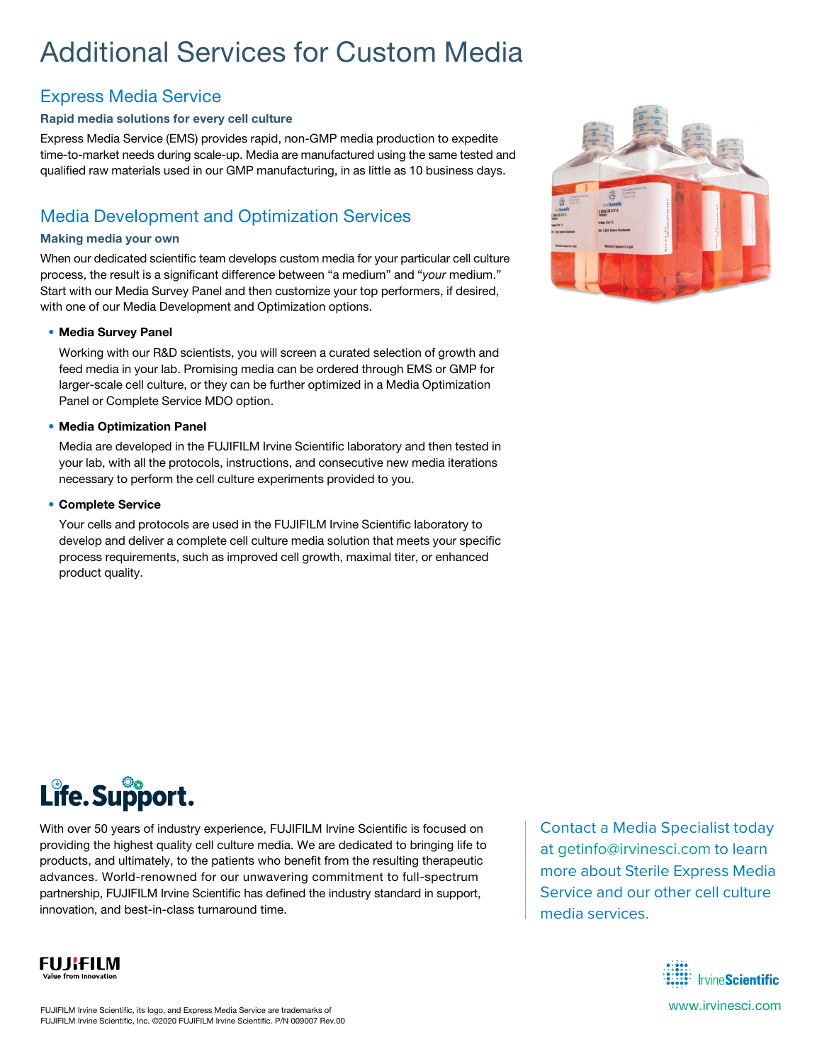# Additional Services for Custom Media

## Express Media Service

**Rapid media solutions for every cell culture**

Express Media Service (EMS) provides rapid, non-GMP media production to expedite time-to-market needs during scale-up. Media are manufactured using the same tested and qualified raw materials used in our GMP manufacturing, in as little as 10 business days.

## Media Development and Optimization Services

**Making media your own**

When our dedicated scientific team develops custom media for your particular cell culture process, the result is a significant difference between "a medium" and "*your* medium." Start with our Media Survey Panel and then customize your top performers, if desired, with one of our Media Development and Optimization options.

- **Media Survey Panel**

  Working with our R&D scientists, you will screen a curated selection of growth and feed media in your lab. Promising media can be ordered through EMS or GMP for larger-scale cell culture, or they can be further optimized in a Media Optimization Panel or Complete Service MDO option.

- **Media Optimization Panel**

  Media are developed in the FUJIFILM Irvine Scientific laboratory and then tested in your lab, with all the protocols, instructions, and consecutive new media iterations necessary to perform the cell culture experiments provided to you.

- **Complete Service**

  Your cells and protocols are used in the FUJIFILM Irvine Scientific laboratory to develop and deliver a complete cell culture media solution that meets your specific process requirements, such as improved cell growth, maximal titer, or enhanced product quality.

**Life. Support.**

With over 50 years of industry experience, FUJIFILM Irvine Scientific is focused on providing the highest quality cell culture media. We are dedicated to bringing life to products, and ultimately, to the patients who benefit from the resulting therapeutic advances. World-renowned for our unwavering commitment to full-spectrum partnership, FUJIFILM Irvine Scientific has defined the industry standard in support, innovation, and best-in-class turnaround time.

Contact a Media Specialist today at getinfo@irvinesci.com to learn more about Sterile Express Media Service and our other cell culture media services.

FUJIFILM
Value from Innovation

IrvineScientific

www.irvinesci.com

FUJIFILM Irvine Scientific, its logo, and Express Media Service are trademarks of FUJIFILM Irvine Scientific, Inc. ©2020 FUJIFILM Irvine Scientific. P/N 009007 Rev.00